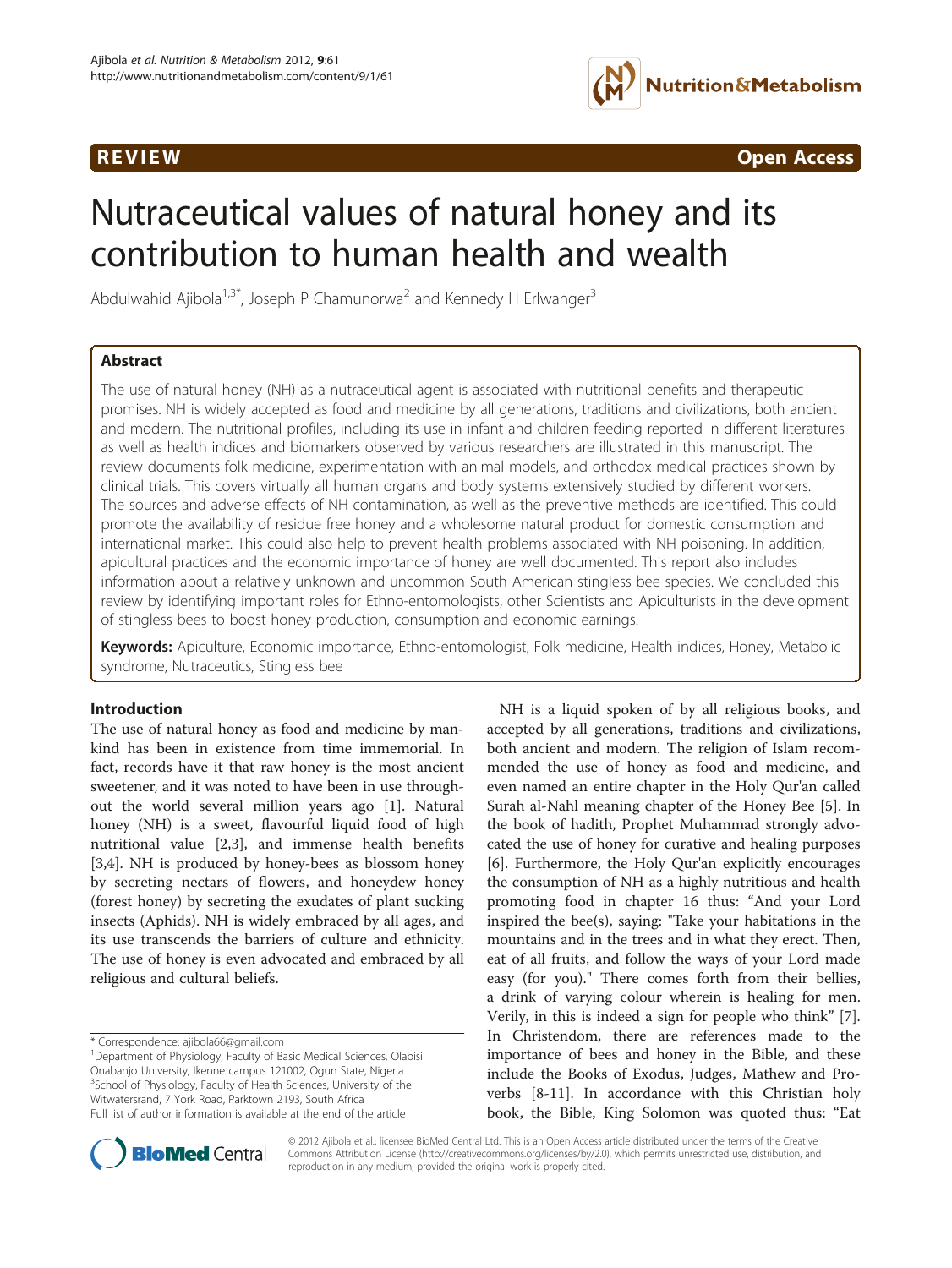REVIEW Open Access

# Nutraceutical values of natural honey and its contribution to human health and wealth

Abdulwahid Ajibola[1,3*], Joseph P Chamunorwa[2] and Kennedy H Erlwanger[3]

## Abstract

The use of natural honey (NH) as a nutraceutical agent is associated with nutritional benefits and therapeutic promises. NH is widely accepted as food and medicine by all generations, traditions and civilizations, both ancient and modern. The nutritional profiles, including its use in infant and children feeding reported in different literatures as well as health indices and biomarkers observed by various researchers are illustrated in this manuscript. The review documents folk medicine, experimentation with animal models, and orthodox medical practices shown by clinical trials. This covers virtually all human organs and body systems extensively studied by different workers. The sources and adverse effects of NH contamination, as well as the preventive methods are identified. This could promote the availability of residue free honey and a wholesome natural product for domestic consumption and international market. This could also help to prevent health problems associated with NH poisoning. In addition, apicultural practices and the economic importance of honey are well documented. This report also includes information about a relatively unknown and uncommon South American stingless bee species. We concluded this review by identifying important roles for Ethno-entomologists, other Scientists and Apiculturists in the development of stingless bees to boost honey production, consumption and economic earnings.

**Keywords:** Apiculture, Economic importance, Ethno-entomologist, Folk medicine, Health indices, Honey, Metabolic syndrome, Nutraceutics, Stingless bee

## Introduction

The use of natural honey as food and medicine by mankind has been in existence from time immemorial. In fact, records have it that raw honey is the most ancient sweetener, and it was noted to have been in use throughout the world several million years ago [1]. Natural honey (NH) is a sweet, flavourful liquid food of high nutritional value [2,3], and immense health benefits [3,4]. NH is produced by honey-bees as blossom honey by secreting nectars of flowers, and honeydew honey (forest honey) by secreting the exudates of plant sucking insects (Aphids). NH is widely embraced by all ages, and its use transcends the barriers of culture and ethnicity. The use of honey is even advocated and embraced by all religious and cultural beliefs.

NH is a liquid spoken of by all religious books, and accepted by all generations, traditions and civilizations, both ancient and modern. The religion of Islam recommended the use of honey as food and medicine, and even named an entire chapter in the Holy Qur'an called Surah al-Nahl meaning chapter of the Honey Bee [5]. In the book of hadith, Prophet Muhammad strongly advocated the use of honey for curative and healing purposes [6]. Furthermore, the Holy Qur'an explicitly encourages the consumption of NH as a highly nutritious and health promoting food in chapter 16 thus: "And your Lord inspired the bee(s), saying: "Take your habitations in the mountains and in the trees and in what they erect. Then, eat of all fruits, and follow the ways of your Lord made easy (for you)." There comes forth from their bellies, a drink of varying colour wherein is healing for men. Verily, in this is indeed a sign for people who think" [7]. In Christendom, there are references made to the importance of bees and honey in the Bible, and these include the Books of Exodus, Judges, Mathew and Proverbs [8-11]. In accordance with this Christian holy book, the Bible, King Solomon was quoted thus: "Eat

* Correspondence: ajibola66@gmail.com
[1]Department of Physiology, Faculty of Basic Medical Sciences, Olabisi Onabanjo University, Ikenne campus 121002, Ogun State, Nigeria
[3]School of Physiology, Faculty of Health Sciences, University of the Witwatersrand, 7 York Road, Parktown 2193, South Africa
Full list of author information is available at the end of the article

© 2012 Ajibola et al.; licensee BioMed Central Ltd. This is an Open Access article distributed under the terms of the Creative Commons Attribution License (http://creativecommons.org/licenses/by/2.0), which permits unrestricted use, distribution, and reproduction in any medium, provided the original work is properly cited.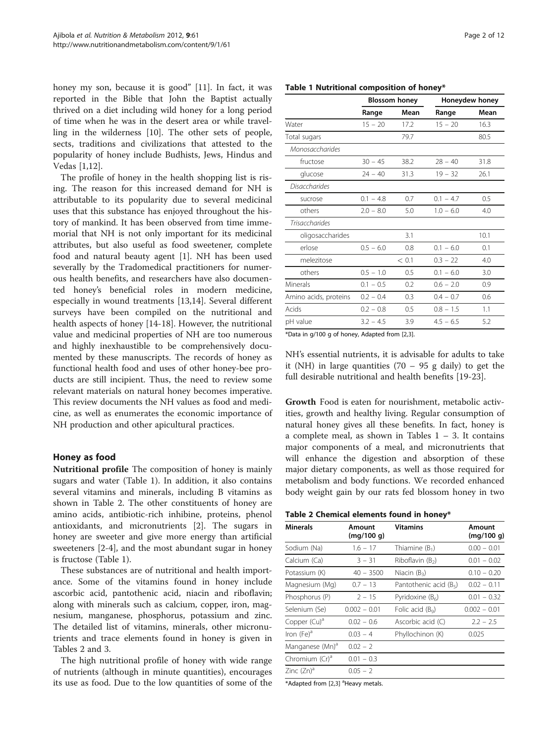honey my son, because it is good" [11]. In fact, it was reported in the Bible that John the Baptist actually thrived on a diet including wild honey for a long period of time when he was in the desert area or while travelling in the wilderness [10]. The other sets of people, sects, traditions and civilizations that attested to the popularity of honey include Budhists, Jews, Hindus and Vedas [1,12].

The profile of honey in the health shopping list is rising. The reason for this increased demand for NH is attributable to its popularity due to several medicinal uses that this substance has enjoyed throughout the history of mankind. It has been observed from time immemorial that NH is not only important for its medicinal attributes, but also useful as food sweetener, complete food and natural beauty agent [1]. NH has been used severally by the Tradomedical practitioners for numerous health benefits, and researchers have also documented honey's beneficial roles in modern medicine, especially in wound treatments [13,14]. Several different surveys have been compiled on the nutritional and health aspects of honey [14-18]. However, the nutritional value and medicinal properties of NH are too numerous and highly inexhaustible to be comprehensively documented by these manuscripts. The records of honey as functional health food and uses of other honey-bee products are still incipient. Thus, the need to review some relevant materials on natural honey becomes imperative. This review documents the NH values as food and medicine, as well as enumerates the economic importance of NH production and other apicultural practices.

## Honey as food

**Nutritional profile** The composition of honey is mainly sugars and water (Table 1). In addition, it also contains several vitamins and minerals, including B vitamins as shown in Table 2. The other constituents of honey are amino acids, antibiotic-rich inhibine, proteins, phenol antioxidants, and micronutrients [2]. The sugars in honey are sweeter and give more energy than artificial sweeteners [2-4], and the most abundant sugar in honey is fructose (Table 1).

These substances are of nutritional and health importance. Some of the vitamins found in honey include ascorbic acid, pantothenic acid, niacin and riboflavin; along with minerals such as calcium, copper, iron, magnesium, manganese, phosphorus, potassium and zinc. The detailed list of vitamins, minerals, other micronutrients and trace elements found in honey is given in Tables 2 and 3.

The high nutritional profile of honey with wide range of nutrients (although in minute quantities), encourages its use as food. Due to the low quantities of some of the NH's essential nutrients, it is advisable for adults to take it (NH) in large quantities (70 – 95 g daily) to get the full desirable nutritional and health benefits [19-23].

**Growth** Food is eaten for nourishment, metabolic activities, growth and healthy living. Regular consumption of natural honey gives all these benefits. In fact, honey is a complete meal, as shown in Tables 1 – 3. It contains major components of a meal, and micronutrients that will enhance the digestion and absorption of these major dietary components, as well as those required for metabolism and body functions. We recorded enhanced body weight gain by our rats fed blossom honey in two

**Table 1 Nutritional composition of honey***

| | Blossom honey | | Honeydew honey | |
|---|---|---|---|---|
| | Range | Mean | Range | Mean |
| Water | 15 – 20 | 17.2 | 15 – 20 | 16.3 |
| Total sugars | | 79.7 | | 80.5 |
| *Monosaccharides* | | | | |
| fructose | 30 – 45 | 38.2 | 28 – 40 | 31.8 |
| glucose | 24 – 40 | 31.3 | 19 – 32 | 26.1 |
| *Disaccharides* | | | | |
| sucrose | 0.1 – 4.8 | 0.7 | 0.1 – 4.7 | 0.5 |
| others | 2.0 – 8.0 | 5.0 | 1.0 – 6.0 | 4.0 |
| *Trisaccharides* | | | | |
| oligosaccharides | | 3.1 | | 10.1 |
| erlose | 0.5 – 6.0 | 0.8 | 0.1 – 6.0 | 0.1 |
| melezitose | | < 0.1 | 0.3 – 22 | 4.0 |
| others | 0.5 – 1.0 | 0.5 | 0.1 – 6.0 | 3.0 |
| Minerals | 0.1 – 0.5 | 0.2 | 0.6 – 2.0 | 0.9 |
| Amino acids, proteins | 0.2 – 0.4 | 0.3 | 0.4 – 0.7 | 0.6 |
| Acids | 0.2 – 0.8 | 0.5 | 0.8 – 1.5 | 1.1 |
| pH value | 3.2 – 4.5 | 3.9 | 4.5 – 6.5 | 5.2 |

*Data in g/100 g of honey, Adapted from [2,3].

**Table 2 Chemical elements found in honey***

| Minerals | Amount (mg/100 g) | Vitamins | Amount (mg/100 g) |
|---|---|---|---|
| Sodium (Na) | 1.6 – 17 | Thiamine ($B_1$) | 0.00 – 0.01 |
| Calcium (Ca) | 3 – 31 | Riboflavin ($B_2$) | 0.01 – 0.02 |
| Potassium (K) | 40 – 3500 | Niacin ($B_3$) | 0.10 – 0.20 |
| Magnesium (Mg) | 0.7 – 13 | Pantothenic acid ($B_5$) | 0.02 – 0.11 |
| Phosphorus (P) | 2 – 15 | Pyridoxine ($B_6$) | 0.01 – 0.32 |
| Selenium (Se) | 0.002 – 0.01 | Folic acid ($B_9$) | 0.002 – 0.01 |
| Copper (Cu)[a] | 0.02 – 0.6 | Ascorbic acid (C) | 2.2 – 2.5 |
| Iron (Fe)[a] | 0.03 – 4 | Phyllochinon (K) | 0.025 |
| Manganese (Mn)[a] | 0.02 – 2 | | |
| Chromium (Cr)[a] | 0.01 – 0.3 | | |
| Zinc (Zn)[a] | 0.05 – 2 | | |

*Adapted from [2,3] [a]Heavy metals.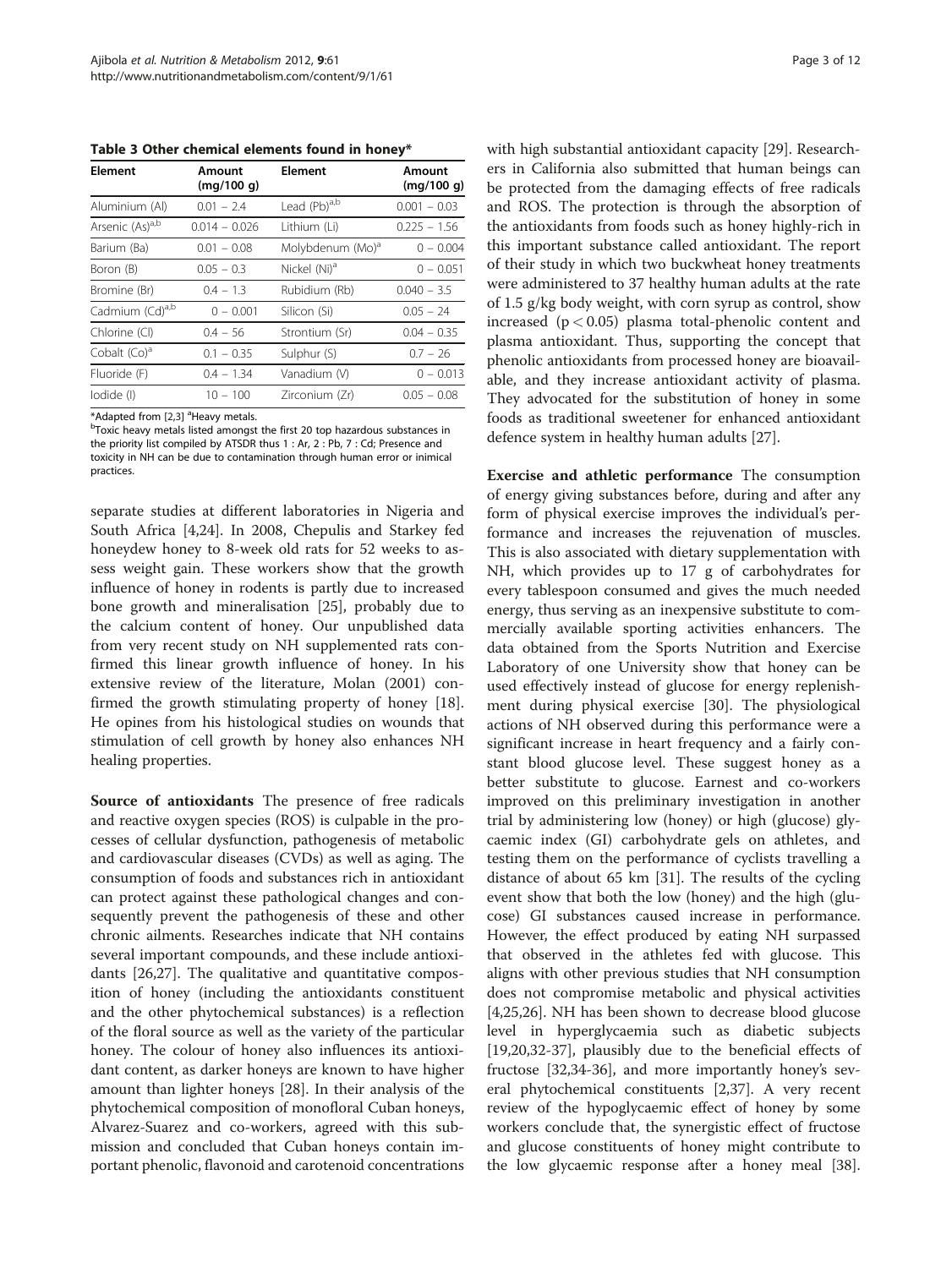**Table 3 Other chemical elements found in honey***

| Element | Amount (mg/100 g) | Element | Amount (mg/100 g) |
|---|---|---|---|
| Aluminium (Al) | 0.01 – 2.4 | Lead (Pb)[a,b] | 0.001 – 0.03 |
| Arsenic (As)[a,b] | 0.014 – 0.026 | Lithium (Li) | 0.225 – 1.56 |
| Barium (Ba) | 0.01 – 0.08 | Molybdenum (Mo)[a] | 0 – 0.004 |
| Boron (B) | 0.05 – 0.3 | Nickel (Ni)[a] | 0 – 0.051 |
| Bromine (Br) | 0.4 – 1.3 | Rubidium (Rb) | 0.040 – 3.5 |
| Cadmium (Cd)[a,b] | 0 – 0.001 | Silicon (Si) | 0.05 – 24 |
| Chlorine (Cl) | 0.4 – 56 | Strontium (Sr) | 0.04 – 0.35 |
| Cobalt (Co)[a] | 0.1 – 0.35 | Sulphur (S) | 0.7 – 26 |
| Fluoride (F) | 0.4 – 1.34 | Vanadium (V) | 0 – 0.013 |
| Iodide (I) | 10 – 100 | Zirconium (Zr) | 0.05 – 0.08 |

*Adapted from [2,3] [a]Heavy metals.
[b]Toxic heavy metals listed amongst the first 20 top hazardous substances in the priority list compiled by ATSDR thus 1 : Ar, 2 : Pb, 7 : Cd; Presence and toxicity in NH can be due to contamination through human error or inimical practices.

separate studies at different laboratories in Nigeria and South Africa [4,24]. In 2008, Chepulis and Starkey fed honeydew honey to 8-week old rats for 52 weeks to assess weight gain. These workers show that the growth influence of honey in rodents is partly due to increased bone growth and mineralisation [25], probably due to the calcium content of honey. Our unpublished data from very recent study on NH supplemented rats confirmed this linear growth influence of honey. In his extensive review of the literature, Molan (2001) confirmed the growth stimulating property of honey [18]. He opines from his histological studies on wounds that stimulation of cell growth by honey also enhances NH healing properties.

**Source of antioxidants** The presence of free radicals and reactive oxygen species (ROS) is culpable in the processes of cellular dysfunction, pathogenesis of metabolic and cardiovascular diseases (CVDs) as well as aging. The consumption of foods and substances rich in antioxidant can protect against these pathological changes and consequently prevent the pathogenesis of these and other chronic ailments. Researches indicate that NH contains several important compounds, and these include antioxidants [26,27]. The qualitative and quantitative composition of honey (including the antioxidants constituent and the other phytochemical substances) is a reflection of the floral source as well as the variety of the particular honey. The colour of honey also influences its antioxidant content, as darker honeys are known to have higher amount than lighter honeys [28]. In their analysis of the phytochemical composition of monofloral Cuban honeys, Alvarez-Suarez and co-workers, agreed with this submission and concluded that Cuban honeys contain important phenolic, flavonoid and carotenoid concentrations with high substantial antioxidant capacity [29]. Researchers in California also submitted that human beings can be protected from the damaging effects of free radicals and ROS. The protection is through the absorption of the antioxidants from foods such as honey highly-rich in this important substance called antioxidant. The report of their study in which two buckwheat honey treatments were administered to 37 healthy human adults at the rate of 1.5 g/kg body weight, with corn syrup as control, show increased ($p < 0.05$) plasma total-phenolic content and plasma antioxidant. Thus, supporting the concept that phenolic antioxidants from processed honey are bioavailable, and they increase antioxidant activity of plasma. They advocated for the substitution of honey in some foods as traditional sweetener for enhanced antioxidant defence system in healthy human adults [27].

**Exercise and athletic performance** The consumption of energy giving substances before, during and after any form of physical exercise improves the individual's performance and increases the rejuvenation of muscles. This is also associated with dietary supplementation with NH, which provides up to 17 g of carbohydrates for every tablespoon consumed and gives the much needed energy, thus serving as an inexpensive substitute to commercially available sporting activities enhancers. The data obtained from the Sports Nutrition and Exercise Laboratory of one University show that honey can be used effectively instead of glucose for energy replenishment during physical exercise [30]. The physiological actions of NH observed during this performance were a significant increase in heart frequency and a fairly constant blood glucose level. These suggest honey as a better substitute to glucose. Earnest and co-workers improved on this preliminary investigation in another trial by administering low (honey) or high (glucose) glycaemic index (GI) carbohydrate gels on athletes, and testing them on the performance of cyclists travelling a distance of about 65 km [31]. The results of the cycling event show that both the low (honey) and the high (glucose) GI substances caused increase in performance. However, the effect produced by eating NH surpassed that observed in the athletes fed with glucose. This aligns with other previous studies that NH consumption does not compromise metabolic and physical activities [4,25,26]. NH has been shown to decrease blood glucose level in hyperglycaemia such as diabetic subjects [19,20,32-37], plausibly due to the beneficial effects of fructose [32,34-36], and more importantly honey's several phytochemical constituents [2,37]. A very recent review of the hypoglycaemic effect of honey by some workers conclude that, the synergistic effect of fructose and glucose constituents of honey might contribute to the low glycaemic response after a honey meal [38].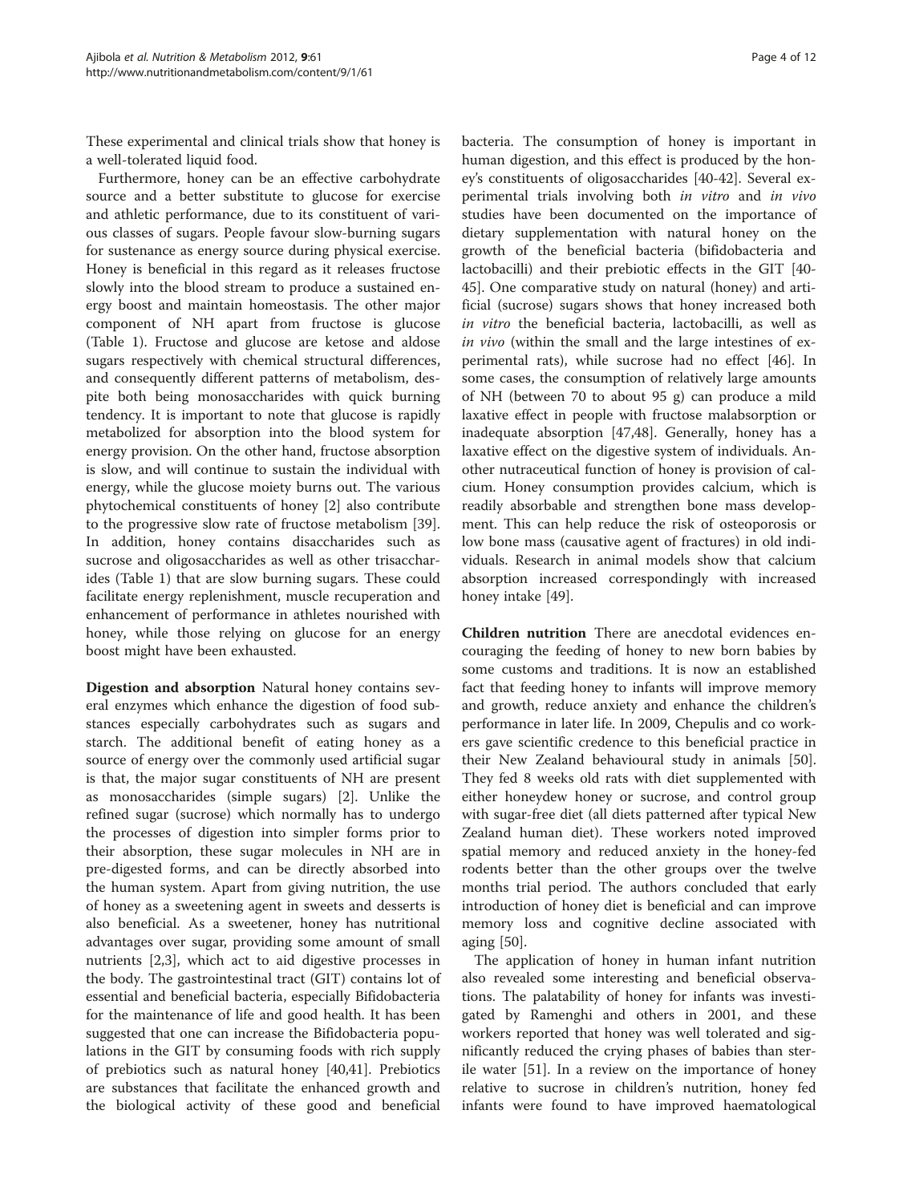These experimental and clinical trials show that honey is a well-tolerated liquid food.

Furthermore, honey can be an effective carbohydrate source and a better substitute to glucose for exercise and athletic performance, due to its constituent of various classes of sugars. People favour slow-burning sugars for sustenance as energy source during physical exercise. Honey is beneficial in this regard as it releases fructose slowly into the blood stream to produce a sustained energy boost and maintain homeostasis. The other major component of NH apart from fructose is glucose (Table 1). Fructose and glucose are ketose and aldose sugars respectively with chemical structural differences, and consequently different patterns of metabolism, despite both being monosaccharides with quick burning tendency. It is important to note that glucose is rapidly metabolized for absorption into the blood system for energy provision. On the other hand, fructose absorption is slow, and will continue to sustain the individual with energy, while the glucose moiety burns out. The various phytochemical constituents of honey [2] also contribute to the progressive slow rate of fructose metabolism [39]. In addition, honey contains disaccharides such as sucrose and oligosaccharides as well as other trisaccharides (Table 1) that are slow burning sugars. These could facilitate energy replenishment, muscle recuperation and enhancement of performance in athletes nourished with honey, while those relying on glucose for an energy boost might have been exhausted.

**Digestion and absorption** Natural honey contains several enzymes which enhance the digestion of food substances especially carbohydrates such as sugars and starch. The additional benefit of eating honey as a source of energy over the commonly used artificial sugar is that, the major sugar constituents of NH are present as monosaccharides (simple sugars) [2]. Unlike the refined sugar (sucrose) which normally has to undergo the processes of digestion into simpler forms prior to their absorption, these sugar molecules in NH are in pre-digested forms, and can be directly absorbed into the human system. Apart from giving nutrition, the use of honey as a sweetening agent in sweets and desserts is also beneficial. As a sweetener, honey has nutritional advantages over sugar, providing some amount of small nutrients [2,3], which act to aid digestive processes in the body. The gastrointestinal tract (GIT) contains lot of essential and beneficial bacteria, especially Bifidobacteria for the maintenance of life and good health. It has been suggested that one can increase the Bifidobacteria populations in the GIT by consuming foods with rich supply of prebiotics such as natural honey [40,41]. Prebiotics are substances that facilitate the enhanced growth and the biological activity of these good and beneficial bacteria. The consumption of honey is important in human digestion, and this effect is produced by the honey's constituents of oligosaccharides [40-42]. Several experimental trials involving both *in vitro* and *in vivo* studies have been documented on the importance of dietary supplementation with natural honey on the growth of the beneficial bacteria (bifidobacteria and lactobacilli) and their prebiotic effects in the GIT [40-45]. One comparative study on natural (honey) and artificial (sucrose) sugars shows that honey increased both *in vitro* the beneficial bacteria, lactobacilli, as well as *in vivo* (within the small and the large intestines of experimental rats), while sucrose had no effect [46]. In some cases, the consumption of relatively large amounts of NH (between 70 to about 95 g) can produce a mild laxative effect in people with fructose malabsorption or inadequate absorption [47,48]. Generally, honey has a laxative effect on the digestive system of individuals. Another nutraceutical function of honey is provision of calcium. Honey consumption provides calcium, which is readily absorbable and strengthen bone mass development. This can help reduce the risk of osteoporosis or low bone mass (causative agent of fractures) in old individuals. Research in animal models show that calcium absorption increased correspondingly with increased honey intake [49].

**Children nutrition** There are anecdotal evidences encouraging the feeding of honey to new born babies by some customs and traditions. It is now an established fact that feeding honey to infants will improve memory and growth, reduce anxiety and enhance the children's performance in later life. In 2009, Chepulis and co workers gave scientific credence to this beneficial practice in their New Zealand behavioural study in animals [50]. They fed 8 weeks old rats with diet supplemented with either honeydew honey or sucrose, and control group with sugar-free diet (all diets patterned after typical New Zealand human diet). These workers noted improved spatial memory and reduced anxiety in the honey-fed rodents better than the other groups over the twelve months trial period. The authors concluded that early introduction of honey diet is beneficial and can improve memory loss and cognitive decline associated with aging [50].

The application of honey in human infant nutrition also revealed some interesting and beneficial observations. The palatability of honey for infants was investigated by Ramenghi and others in 2001, and these workers reported that honey was well tolerated and significantly reduced the crying phases of babies than sterile water [51]. In a review on the importance of honey relative to sucrose in children's nutrition, honey fed infants were found to have improved haematological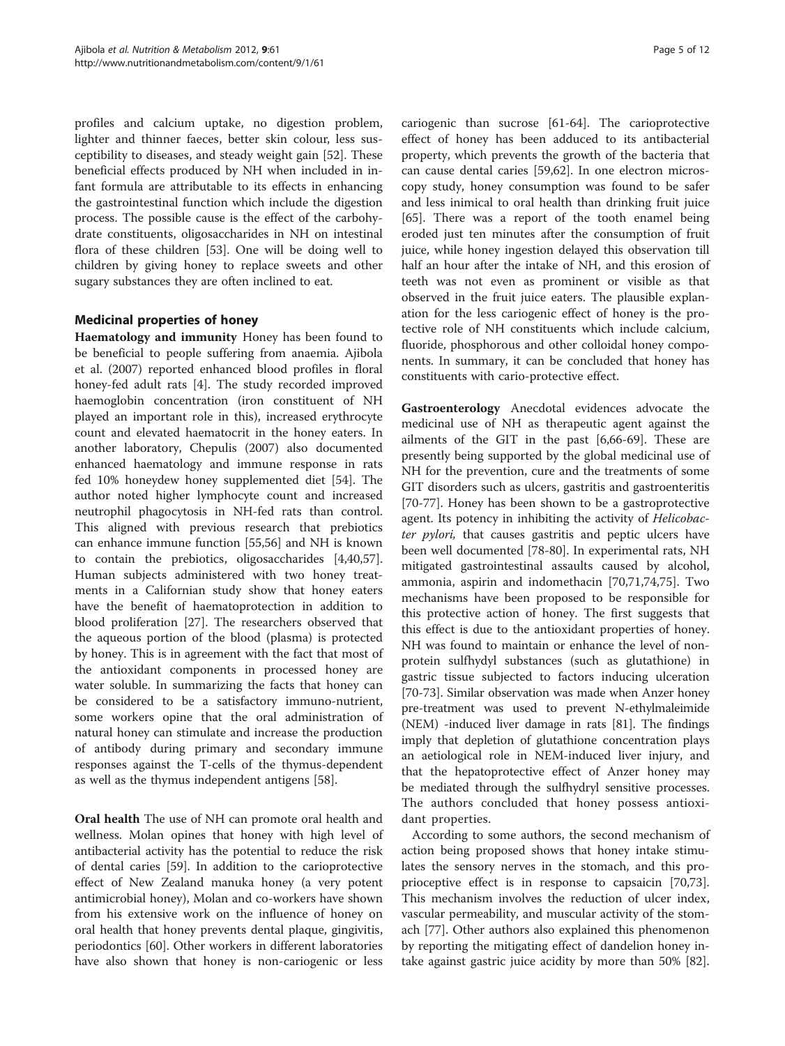profiles and calcium uptake, no digestion problem, lighter and thinner faeces, better skin colour, less susceptibility to diseases, and steady weight gain [52]. These beneficial effects produced by NH when included in infant formula are attributable to its effects in enhancing the gastrointestinal function which include the digestion process. The possible cause is the effect of the carbohydrate constituents, oligosaccharides in NH on intestinal flora of these children [53]. One will be doing well to children by giving honey to replace sweets and other sugary substances they are often inclined to eat.

## Medicinal properties of honey

**Haematology and immunity** Honey has been found to be beneficial to people suffering from anaemia. Ajibola et al. (2007) reported enhanced blood profiles in floral honey-fed adult rats [4]. The study recorded improved haemoglobin concentration (iron constituent of NH played an important role in this), increased erythrocyte count and elevated haematocrit in the honey eaters. In another laboratory, Chepulis (2007) also documented enhanced haematology and immune response in rats fed 10% honeydew honey supplemented diet [54]. The author noted higher lymphocyte count and increased neutrophil phagocytosis in NH-fed rats than control. This aligned with previous research that prebiotics can enhance immune function [55,56] and NH is known to contain the prebiotics, oligosaccharides [4,40,57]. Human subjects administered with two honey treatments in a Californian study show that honey eaters have the benefit of haematoprotection in addition to blood proliferation [27]. The researchers observed that the aqueous portion of the blood (plasma) is protected by honey. This is in agreement with the fact that most of the antioxidant components in processed honey are water soluble. In summarizing the facts that honey can be considered to be a satisfactory immuno-nutrient, some workers opine that the oral administration of natural honey can stimulate and increase the production of antibody during primary and secondary immune responses against the T-cells of the thymus-dependent as well as the thymus independent antigens [58].

**Oral health** The use of NH can promote oral health and wellness. Molan opines that honey with high level of antibacterial activity has the potential to reduce the risk of dental caries [59]. In addition to the carioprotective effect of New Zealand manuka honey (a very potent antimicrobial honey), Molan and co-workers have shown from his extensive work on the influence of honey on oral health that honey prevents dental plaque, gingivitis, periodontics [60]. Other workers in different laboratories have also shown that honey is non-cariogenic or less cariogenic than sucrose [61-64]. The carioprotective effect of honey has been adduced to its antibacterial property, which prevents the growth of the bacteria that can cause dental caries [59,62]. In one electron microscopy study, honey consumption was found to be safer and less inimical to oral health than drinking fruit juice [65]. There was a report of the tooth enamel being eroded just ten minutes after the consumption of fruit juice, while honey ingestion delayed this observation till half an hour after the intake of NH, and this erosion of teeth was not even as prominent or visible as that observed in the fruit juice eaters. The plausible explanation for the less cariogenic effect of honey is the protective role of NH constituents which include calcium, fluoride, phosphorous and other colloidal honey components. In summary, it can be concluded that honey has constituents with cario-protective effect.

**Gastroenterology** Anecdotal evidences advocate the medicinal use of NH as therapeutic agent against the ailments of the GIT in the past [6,66-69]. These are presently being supported by the global medicinal use of NH for the prevention, cure and the treatments of some GIT disorders such as ulcers, gastritis and gastroenteritis [70-77]. Honey has been shown to be a gastroprotective agent. Its potency in inhibiting the activity of *Helicobacter pylori,* that causes gastritis and peptic ulcers have been well documented [78-80]. In experimental rats, NH mitigated gastrointestinal assaults caused by alcohol, ammonia, aspirin and indomethacin [70,71,74,75]. Two mechanisms have been proposed to be responsible for this protective action of honey. The first suggests that this effect is due to the antioxidant properties of honey. NH was found to maintain or enhance the level of non-protein sulfhydyl substances (such as glutathione) in gastric tissue subjected to factors inducing ulceration [70-73]. Similar observation was made when Anzer honey pre-treatment was used to prevent N-ethylmaleimide (NEM) -induced liver damage in rats [81]. The findings imply that depletion of glutathione concentration plays an aetiological role in NEM-induced liver injury, and that the hepatoprotective effect of Anzer honey may be mediated through the sulfhydryl sensitive processes. The authors concluded that honey possess antioxidant properties.

According to some authors, the second mechanism of action being proposed shows that honey intake stimulates the sensory nerves in the stomach, and this proprioceptive effect is in response to capsaicin [70,73]. This mechanism involves the reduction of ulcer index, vascular permeability, and muscular activity of the stomach [77]. Other authors also explained this phenomenon by reporting the mitigating effect of dandelion honey intake against gastric juice acidity by more than 50% [82].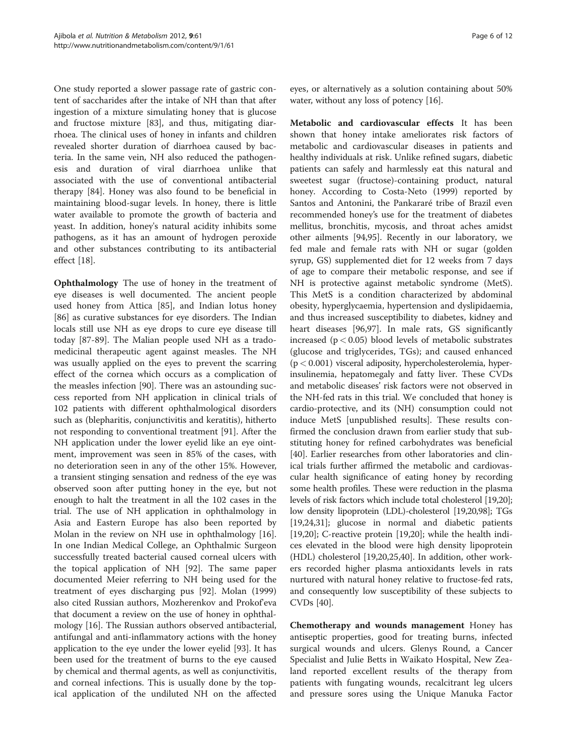One study reported a slower passage rate of gastric content of saccharides after the intake of NH than that after ingestion of a mixture simulating honey that is glucose and fructose mixture [83], and thus, mitigating diarrhoea. The clinical uses of honey in infants and children revealed shorter duration of diarrhoea caused by bacteria. In the same vein, NH also reduced the pathogenesis and duration of viral diarrhoea unlike that associated with the use of conventional antibacterial therapy [84]. Honey was also found to be beneficial in maintaining blood-sugar levels. In honey, there is little water available to promote the growth of bacteria and yeast. In addition, honey's natural acidity inhibits some pathogens, as it has an amount of hydrogen peroxide and other substances contributing to its antibacterial effect [18].

**Ophthalmology** The use of honey in the treatment of eye diseases is well documented. The ancient people used honey from Attica [85], and Indian lotus honey [86] as curative substances for eye disorders. The Indian locals still use NH as eye drops to cure eye disease till today [87-89]. The Malian people used NH as a tradomedicinal therapeutic agent against measles. The NH was usually applied on the eyes to prevent the scarring effect of the cornea which occurs as a complication of the measles infection [90]. There was an astounding success reported from NH application in clinical trials of 102 patients with different ophthalmological disorders such as (blepharitis, conjunctivitis and keratitis), hitherto not responding to conventional treatment [91]. After the NH application under the lower eyelid like an eye ointment, improvement was seen in 85% of the cases, with no deterioration seen in any of the other 15%. However, a transient stinging sensation and redness of the eye was observed soon after putting honey in the eye, but not enough to halt the treatment in all the 102 cases in the trial. The use of NH application in ophthalmology in Asia and Eastern Europe has also been reported by Molan in the review on NH use in ophthalmology [16]. In one Indian Medical College, an Ophthalmic Surgeon successfully treated bacterial caused corneal ulcers with the topical application of NH [92]. The same paper documented Meier referring to NH being used for the treatment of eyes discharging pus [92]. Molan (1999) also cited Russian authors, Mozherenkov and Prokof'eva that document a review on the use of honey in ophthalmology [16]. The Russian authors observed antibacterial, antifungal and anti-inflammatory actions with the honey application to the eye under the lower eyelid [93]. It has been used for the treatment of burns to the eye caused by chemical and thermal agents, as well as conjunctivitis, and corneal infections. This is usually done by the topical application of the undiluted NH on the affected eyes, or alternatively as a solution containing about 50% water, without any loss of potency [16].

**Metabolic and cardiovascular effects** It has been shown that honey intake ameliorates risk factors of metabolic and cardiovascular diseases in patients and healthy individuals at risk. Unlike refined sugars, diabetic patients can safely and harmlessly eat this natural and sweetest sugar (fructose)-containing product, natural honey. According to Costa-Neto (1999) reported by Santos and Antonini, the Pankararé tribe of Brazil even recommended honey's use for the treatment of diabetes mellitus, bronchitis, mycosis, and throat aches amidst other ailments [94,95]. Recently in our laboratory, we fed male and female rats with NH or sugar (golden syrup, GS) supplemented diet for 12 weeks from 7 days of age to compare their metabolic response, and see if NH is protective against metabolic syndrome (MetS). This MetS is a condition characterized by abdominal obesity, hyperglycaemia, hypertension and dyslipidaemia, and thus increased susceptibility to diabetes, kidney and heart diseases [96,97]. In male rats, GS significantly increased ($p < 0.05$) blood levels of metabolic substrates (glucose and triglycerides, TGs); and caused enhanced ($p < 0.001$) visceral adiposity, hypercholesterolemia, hyperinsulinemia, hepatomegaly and fatty liver. These CVDs and metabolic diseases' risk factors were not observed in the NH-fed rats in this trial. We concluded that honey is cardio-protective, and its (NH) consumption could not induce MetS [unpublished results]. These results confirmed the conclusion drawn from earlier study that substituting honey for refined carbohydrates was beneficial [40]. Earlier researches from other laboratories and clinical trials further affirmed the metabolic and cardiovascular health significance of eating honey by recording some health profiles. These were reduction in the plasma levels of risk factors which include total cholesterol [19,20]; low density lipoprotein (LDL)-cholesterol [19,20,98]; TGs [19,24,31]; glucose in normal and diabetic patients [19,20]; C-reactive protein [19,20]; while the health indices elevated in the blood were high density lipoprotein (HDL) cholesterol [19,20,25,40]. In addition, other workers recorded higher plasma antioxidants levels in rats nurtured with natural honey relative to fructose-fed rats, and consequently low susceptibility of these subjects to CVDs [40].

**Chemotherapy and wounds management** Honey has antiseptic properties, good for treating burns, infected surgical wounds and ulcers. Glenys Round, a Cancer Specialist and Julie Betts in Waikato Hospital, New Zealand reported excellent results of the therapy from patients with fungating wounds, recalcitrant leg ulcers and pressure sores using the Unique Manuka Factor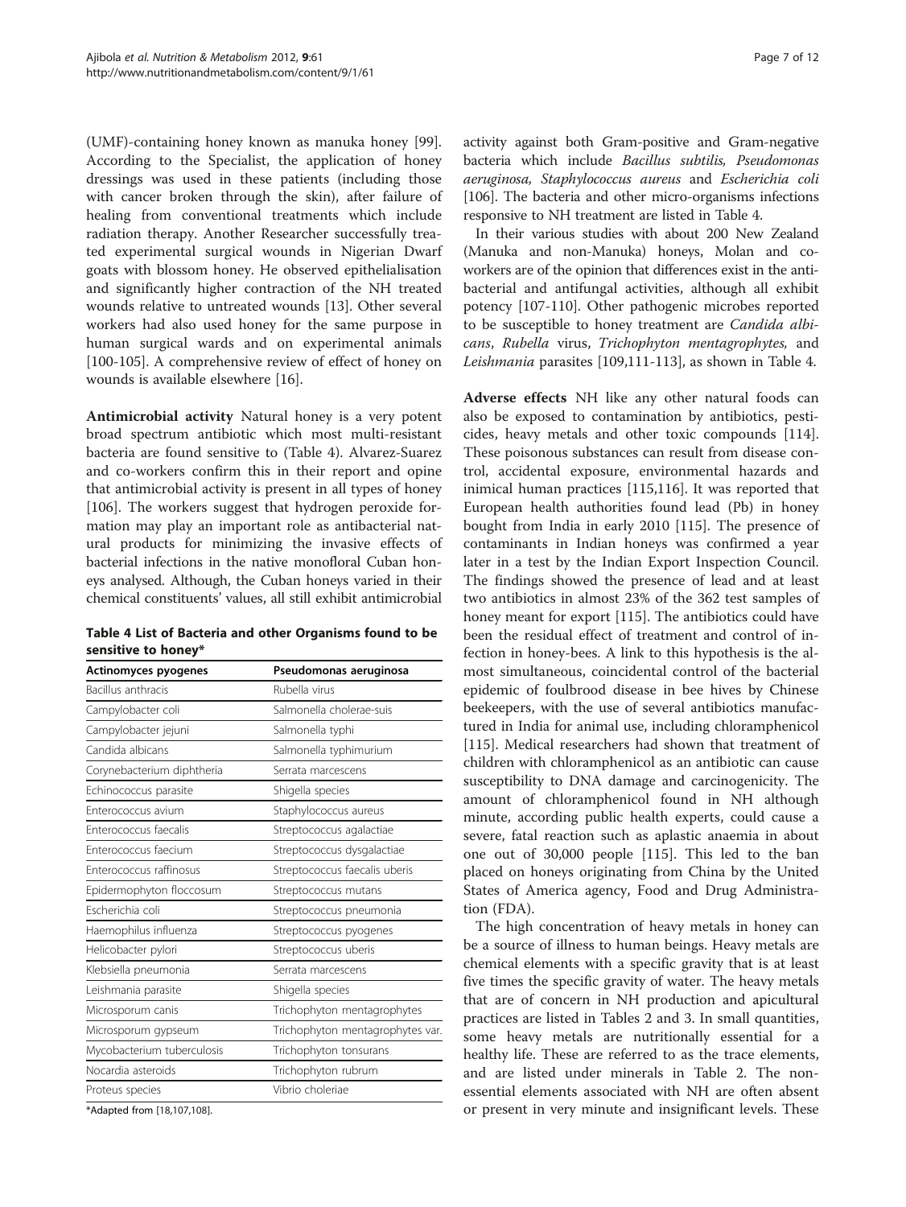(UMF)-containing honey known as manuka honey [99]. According to the Specialist, the application of honey dressings was used in these patients (including those with cancer broken through the skin), after failure of healing from conventional treatments which include radiation therapy. Another Researcher successfully treated experimental surgical wounds in Nigerian Dwarf goats with blossom honey. He observed epithelialisation and significantly higher contraction of the NH treated wounds relative to untreated wounds [13]. Other several workers had also used honey for the same purpose in human surgical wards and on experimental animals [100-105]. A comprehensive review of effect of honey on wounds is available elsewhere [16].

**Antimicrobial activity** Natural honey is a very potent broad spectrum antibiotic which most multi-resistant bacteria are found sensitive to (Table 4). Alvarez-Suarez and co-workers confirm this in their report and opine that antimicrobial activity is present in all types of honey [106]. The workers suggest that hydrogen peroxide formation may play an important role as antibacterial natural products for minimizing the invasive effects of bacterial infections in the native monofloral Cuban honeys analysed. Although, the Cuban honeys varied in their chemical constituents' values, all still exhibit antimicrobial activity against both Gram-positive and Gram-negative bacteria which include *Bacillus subtilis, Pseudomonas aeruginosa, Staphylococcus aureus* and *Escherichia coli* [106]. The bacteria and other micro-organisms infections responsive to NH treatment are listed in Table 4.

**Table 4 List of Bacteria and other Organisms found to be sensitive to honey***

| Actinomyces pyogenes | Pseudomonas aeruginosa |
|---|---|
| Bacillus anthracis | Rubella virus |
| Campylobacter coli | Salmonella cholerae-suis |
| Campylobacter jejuni | Salmonella typhi |
| Candida albicans | Salmonella typhimurium |
| Corynebacterium diphtheria | Serrata marcescens |
| Echinococcus parasite | Shigella species |
| Enterococcus avium | Staphylococcus aureus |
| Enterococcus faecalis | Streptococcus agalactiae |
| Enterococcus faecium | Streptococcus dysgalactiae |
| Enterococcus raffinosus | Streptococcus faecalis uberis |
| Epidermophyton floccosum | Streptococcus mutans |
| Escherichia coli | Streptococcus pneumonia |
| Haemophilus influenza | Streptococcus pyogenes |
| Helicobacter pylori | Streptococcus uberis |
| Klebsiella pneumonia | Serrata marcescens |
| Leishmania parasite | Shigella species |
| Microsporum canis | Trichophyton mentagrophytes |
| Microsporum gypseum | Trichophyton mentagrophytes var. |
| Mycobacterium tuberculosis | Trichophyton tonsurans |
| Nocardia asteroids | Trichophyton rubrum |
| Proteus species | Vibrio choleriae |

*Adapted from [18,107,108].

In their various studies with about 200 New Zealand (Manuka and non-Manuka) honeys, Molan and co-workers are of the opinion that differences exist in the antibacterial and antifungal activities, although all exhibit potency [107-110]. Other pathogenic microbes reported to be susceptible to honey treatment are *Candida albicans*, *Rubella* virus, *Trichophyton mentagrophytes,* and *Leishmania* parasites [109,111-113], as shown in Table 4.

**Adverse effects** NH like any other natural foods can also be exposed to contamination by antibiotics, pesticides, heavy metals and other toxic compounds [114]. These poisonous substances can result from disease control, accidental exposure, environmental hazards and inimical human practices [115,116]. It was reported that European health authorities found lead (Pb) in honey bought from India in early 2010 [115]. The presence of contaminants in Indian honeys was confirmed a year later in a test by the Indian Export Inspection Council. The findings showed the presence of lead and at least two antibiotics in almost 23% of the 362 test samples of honey meant for export [115]. The antibiotics could have been the residual effect of treatment and control of infection in honey-bees. A link to this hypothesis is the almost simultaneous, coincidental control of the bacterial epidemic of foulbrood disease in bee hives by Chinese beekeepers, with the use of several antibiotics manufactured in India for animal use, including chloramphenicol [115]. Medical researchers had shown that treatment of children with chloramphenicol as an antibiotic can cause susceptibility to DNA damage and carcinogenicity. The amount of chloramphenicol found in NH although minute, according public health experts, could cause a severe, fatal reaction such as aplastic anaemia in about one out of 30,000 people [115]. This led to the ban placed on honeys originating from China by the United States of America agency, Food and Drug Administration (FDA).

The high concentration of heavy metals in honey can be a source of illness to human beings. Heavy metals are chemical elements with a specific gravity that is at least five times the specific gravity of water. The heavy metals that are of concern in NH production and apicultural practices are listed in Tables 2 and 3. In small quantities, some heavy metals are nutritionally essential for a healthy life. These are referred to as the trace elements, and are listed under minerals in Table 2. The non-essential elements associated with NH are often absent or present in very minute and insignificant levels. These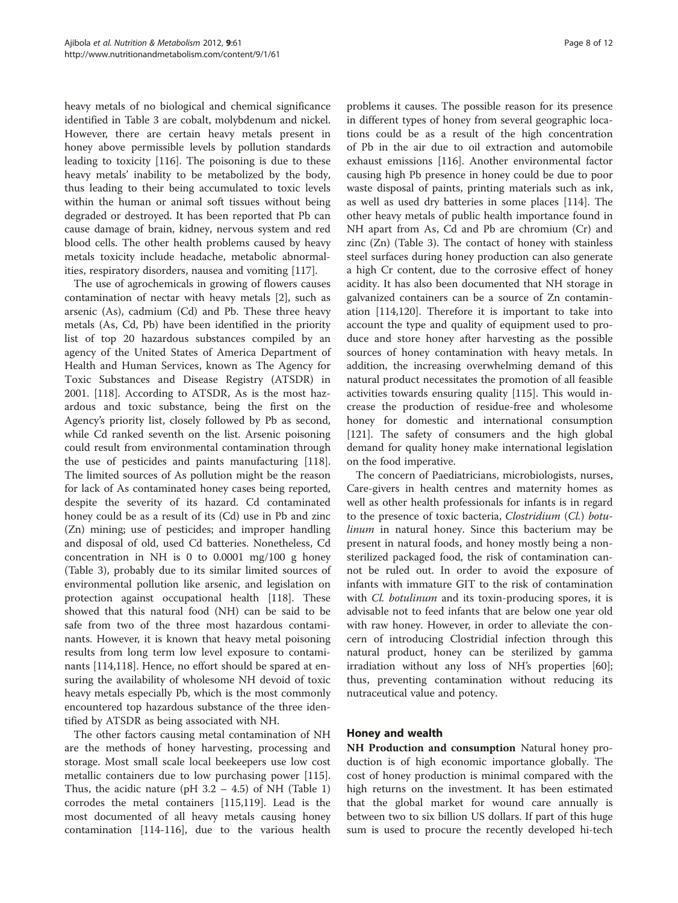heavy metals of no biological and chemical significance identified in Table 3 are cobalt, molybdenum and nickel. However, there are certain heavy metals present in honey above permissible levels by pollution standards leading to toxicity [116]. The poisoning is due to these heavy metals' inability to be metabolized by the body, thus leading to their being accumulated to toxic levels within the human or animal soft tissues without being degraded or destroyed. It has been reported that Pb can cause damage of brain, kidney, nervous system and red blood cells. The other health problems caused by heavy metals toxicity include headache, metabolic abnormalities, respiratory disorders, nausea and vomiting [117].

The use of agrochemicals in growing of flowers causes contamination of nectar with heavy metals [2], such as arsenic (As), cadmium (Cd) and Pb. These three heavy metals (As, Cd, Pb) have been identified in the priority list of top 20 hazardous substances compiled by an agency of the United States of America Department of Health and Human Services, known as The Agency for Toxic Substances and Disease Registry (ATSDR) in 2001. [118]. According to ATSDR, As is the most hazardous and toxic substance, being the first on the Agency's priority list, closely followed by Pb as second, while Cd ranked seventh on the list. Arsenic poisoning could result from environmental contamination through the use of pesticides and paints manufacturing [118]. The limited sources of As pollution might be the reason for lack of As contaminated honey cases being reported, despite the severity of its hazard. Cd contaminated honey could be as a result of its (Cd) use in Pb and zinc (Zn) mining; use of pesticides; and improper handling and disposal of old, used Cd batteries. Nonetheless, Cd concentration in NH is 0 to 0.0001 mg/100 g honey (Table 3), probably due to its similar limited sources of environmental pollution like arsenic, and legislation on protection against occupational health [118]. These showed that this natural food (NH) can be said to be safe from two of the three most hazardous contaminants. However, it is known that heavy metal poisoning results from long term low level exposure to contaminants [114,118]. Hence, no effort should be spared at ensuring the availability of wholesome NH devoid of toxic heavy metals especially Pb, which is the most commonly encountered top hazardous substance of the three identified by ATSDR as being associated with NH.

The other factors causing metal contamination of NH are the methods of honey harvesting, processing and storage. Most small scale local beekeepers use low cost metallic containers due to low purchasing power [115]. Thus, the acidic nature (pH 3.2 – 4.5) of NH (Table 1) corrodes the metal containers [115,119]. Lead is the most documented of all heavy metals causing honey contamination [114-116], due to the various health problems it causes. The possible reason for its presence in different types of honey from several geographic locations could be as a result of the high concentration of Pb in the air due to oil extraction and automobile exhaust emissions [116]. Another environmental factor causing high Pb presence in honey could be due to poor waste disposal of paints, printing materials such as ink, as well as used dry batteries in some places [114]. The other heavy metals of public health importance found in NH apart from As, Cd and Pb are chromium (Cr) and zinc (Zn) (Table 3). The contact of honey with stainless steel surfaces during honey production can also generate a high Cr content, due to the corrosive effect of honey acidity. It has also been documented that NH storage in galvanized containers can be a source of Zn contamination [114,120]. Therefore it is important to take into account the type and quality of equipment used to produce and store honey after harvesting as the possible sources of honey contamination with heavy metals. In addition, the increasing overwhelming demand of this natural product necessitates the promotion of all feasible activities towards ensuring quality [115]. This would increase the production of residue-free and wholesome honey for domestic and international consumption [121]. The safety of consumers and the high global demand for quality honey make international legislation on the food imperative.

The concern of Paediatricians, microbiologists, nurses, Care-givers in health centres and maternity homes as well as other health professionals for infants is in regard to the presence of toxic bacteria, *Clostridium* (*Cl.*) *botulinum* in natural honey. Since this bacterium may be present in natural foods, and honey mostly being a non-sterilized packaged food, the risk of contamination cannot be ruled out. In order to avoid the exposure of infants with immature GIT to the risk of contamination with *Cl. botulinum* and its toxin-producing spores, it is advisable not to feed infants that are below one year old with raw honey. However, in order to alleviate the concern of introducing Clostridial infection through this natural product, honey can be sterilized by gamma irradiation without any loss of NH's properties [60]; thus, preventing contamination without reducing its nutraceutical value and potency.

## Honey and wealth

**NH Production and consumption** Natural honey production is of high economic importance globally. The cost of honey production is minimal compared with the high returns on the investment. It has been estimated that the global market for wound care annually is between two to six billion US dollars. If part of this huge sum is used to procure the recently developed hi-tech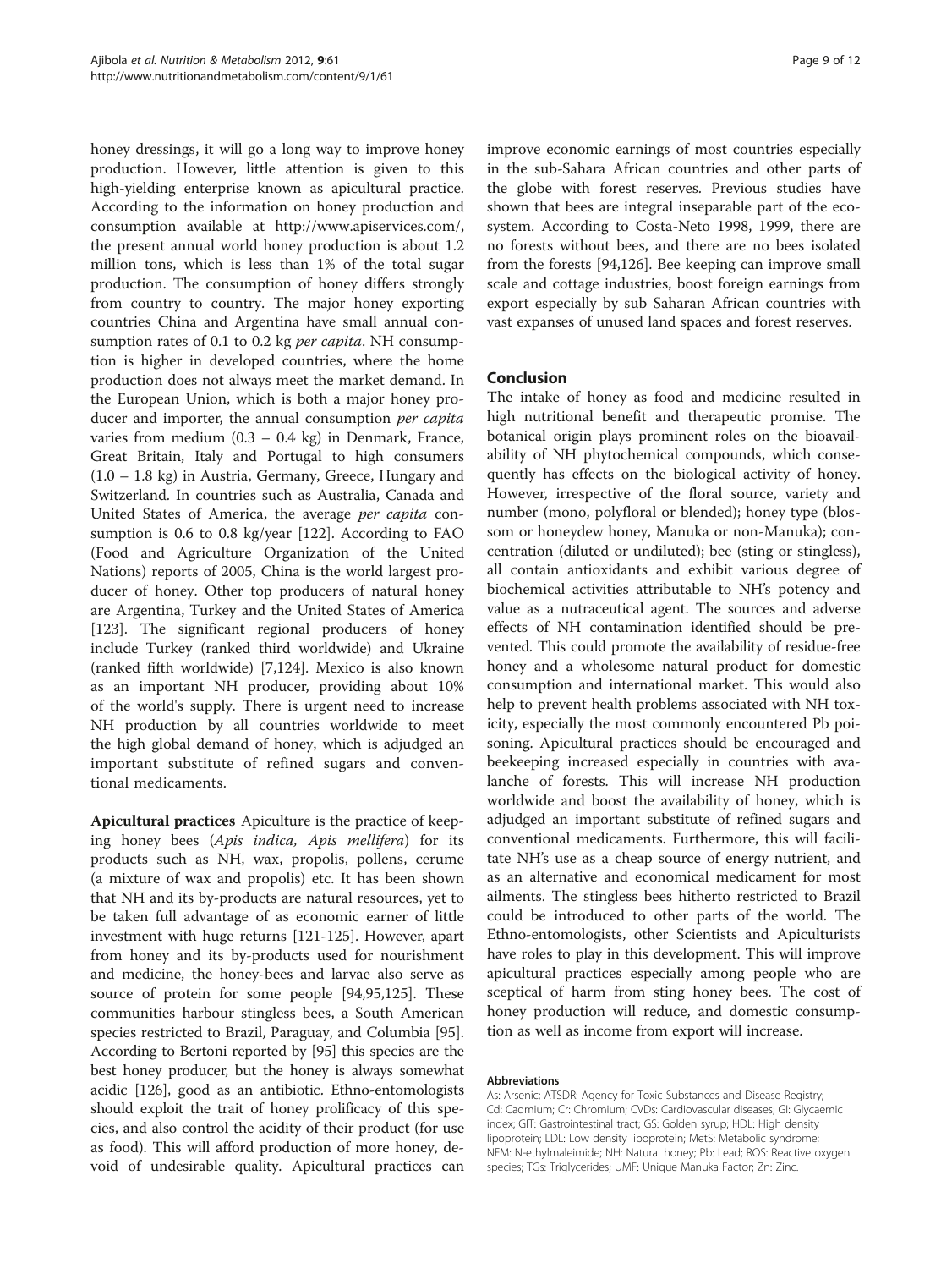honey dressings, it will go a long way to improve honey production. However, little attention is given to this high-yielding enterprise known as apicultural practice. According to the information on honey production and consumption available at http://www.apiservices.com/, the present annual world honey production is about 1.2 million tons, which is less than 1% of the total sugar production. The consumption of honey differs strongly from country to country. The major honey exporting countries China and Argentina have small annual consumption rates of 0.1 to 0.2 kg *per capita*. NH consumption is higher in developed countries, where the home production does not always meet the market demand. In the European Union, which is both a major honey producer and importer, the annual consumption *per capita* varies from medium (0.3 – 0.4 kg) in Denmark, France, Great Britain, Italy and Portugal to high consumers (1.0 – 1.8 kg) in Austria, Germany, Greece, Hungary and Switzerland. In countries such as Australia, Canada and United States of America, the average *per capita* consumption is 0.6 to 0.8 kg/year [122]. According to FAO (Food and Agriculture Organization of the United Nations) reports of 2005, China is the world largest producer of honey. Other top producers of natural honey are Argentina, Turkey and the United States of America [123]. The significant regional producers of honey include Turkey (ranked third worldwide) and Ukraine (ranked fifth worldwide) [7,124]. Mexico is also known as an important NH producer, providing about 10% of the world's supply. There is urgent need to increase NH production by all countries worldwide to meet the high global demand of honey, which is adjudged an important substitute of refined sugars and conventional medicaments.

**Apicultural practices** Apiculture is the practice of keeping honey bees (*Apis indica, Apis mellifera*) for its products such as NH, wax, propolis, pollens, cerume (a mixture of wax and propolis) etc. It has been shown that NH and its by-products are natural resources, yet to be taken full advantage of as economic earner of little investment with huge returns [121-125]. However, apart from honey and its by-products used for nourishment and medicine, the honey-bees and larvae also serve as source of protein for some people [94,95,125]. These communities harbour stingless bees, a South American species restricted to Brazil, Paraguay, and Columbia [95]. According to Bertoni reported by [95] this species are the best honey producer, but the honey is always somewhat acidic [126], good as an antibiotic. Ethno-entomologists should exploit the trait of honey prolificacy of this species, and also control the acidity of their product (for use as food). This will afford production of more honey, devoid of undesirable quality. Apicultural practices can improve economic earnings of most countries especially in the sub-Sahara African countries and other parts of the globe with forest reserves. Previous studies have shown that bees are integral inseparable part of the ecosystem. According to Costa-Neto 1998, 1999, there are no forests without bees, and there are no bees isolated from the forests [94,126]. Bee keeping can improve small scale and cottage industries, boost foreign earnings from export especially by sub Saharan African countries with vast expanses of unused land spaces and forest reserves.

## Conclusion

The intake of honey as food and medicine resulted in high nutritional benefit and therapeutic promise. The botanical origin plays prominent roles on the bioavailability of NH phytochemical compounds, which consequently has effects on the biological activity of honey. However, irrespective of the floral source, variety and number (mono, polyfloral or blended); honey type (blossom or honeydew honey, Manuka or non-Manuka); concentration (diluted or undiluted); bee (sting or stingless), all contain antioxidants and exhibit various degree of biochemical activities attributable to NH's potency and value as a nutraceutical agent. The sources and adverse effects of NH contamination identified should be prevented. This could promote the availability of residue-free honey and a wholesome natural product for domestic consumption and international market. This would also help to prevent health problems associated with NH toxicity, especially the most commonly encountered Pb poisoning. Apicultural practices should be encouraged and beekeeping increased especially in countries with avalanche of forests. This will increase NH production worldwide and boost the availability of honey, which is adjudged an important substitute of refined sugars and conventional medicaments. Furthermore, this will facilitate NH's use as a cheap source of energy nutrient, and as an alternative and economical medicament for most ailments. The stingless bees hitherto restricted to Brazil could be introduced to other parts of the world. The Ethno-entomologists, other Scientists and Apiculturists have roles to play in this development. This will improve apicultural practices especially among people who are sceptical of harm from sting honey bees. The cost of honey production will reduce, and domestic consumption as well as income from export will increase.

#### Abbreviations

As: Arsenic; ATSDR: Agency for Toxic Substances and Disease Registry; Cd: Cadmium; Cr: Chromium; CVDs: Cardiovascular diseases; GI: Glycaemic index; GIT: Gastrointestinal tract; GS: Golden syrup; HDL: High density lipoprotein; LDL: Low density lipoprotein; MetS: Metabolic syndrome; NEM: N-ethylmaleimide; NH: Natural honey; Pb: Lead; ROS: Reactive oxygen species; TGs: Triglycerides; UMF: Unique Manuka Factor; Zn: Zinc.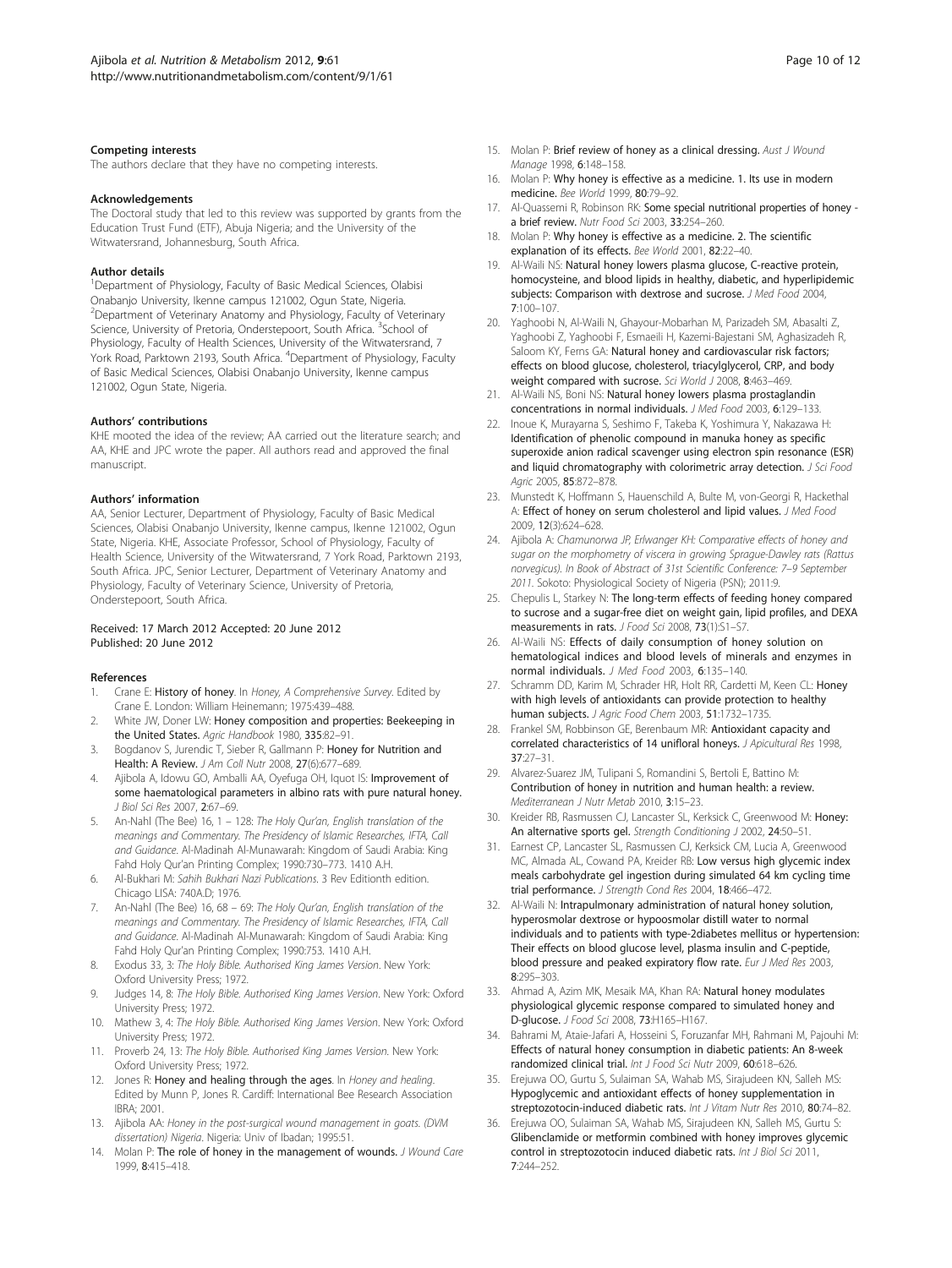### Competing interests

The authors declare that they have no competing interests.

### Acknowledgements

The Doctoral study that led to this review was supported by grants from the Education Trust Fund (ETF), Abuja Nigeria; and the University of the Witwatersrand, Johannesburg, South Africa.

### Author details

[1]Department of Physiology, Faculty of Basic Medical Sciences, Olabisi Onabanjo University, Ikenne campus 121002, Ogun State, Nigeria. [2]Department of Veterinary Anatomy and Physiology, Faculty of Veterinary Science, University of Pretoria, Onderstepoort, South Africa. [3]School of Physiology, Faculty of Health Sciences, University of the Witwatersrand, 7 York Road, Parktown 2193, South Africa. [4]Department of Physiology, Faculty of Basic Medical Sciences, Olabisi Onabanjo University, Ikenne campus 121002, Ogun State, Nigeria.

### Authors' contributions

KHE mooted the idea of the review; AA carried out the literature search; and AA, KHE and JPC wrote the paper. All authors read and approved the final manuscript.

### Authors' information

AA, Senior Lecturer, Department of Physiology, Faculty of Basic Medical Sciences, Olabisi Onabanjo University, Ikenne campus, Ikenne 121002, Ogun State, Nigeria. KHE, Associate Professor, School of Physiology, Faculty of Health Science, University of the Witwatersrand, 7 York Road, Parktown 2193, South Africa. JPC, Senior Lecturer, Department of Veterinary Anatomy and Physiology, Faculty of Veterinary Science, University of Pretoria, Onderstepoort, South Africa.

Received: 17 March 2012 Accepted: 20 June 2012
Published: 20 June 2012

### References

1. Crane E: **History of honey.** In *Honey, A Comprehensive Survey*. Edited by Crane E. London: William Heinemann; 1975:439–488.
2. White JW, Doner LW: **Honey composition and properties: Beekeeping in the United States.** *Agric Handbook* 1980, **335**:82–91.
3. Bogdanov S, Jurendic T, Sieber R, Gallmann P: **Honey for Nutrition and Health: A Review.** *J Am Coll Nutr* 2008, **27**(6):677–689.
4. Ajibola A, Idowu GO, Amballi AA, Oyefuga OH, Iquot IS: **Improvement of some haematological parameters in albino rats with pure natural honey.** *J Biol Sci Res* 2007, **2**:67–69.
5. An-Nahl (The Bee) 16, 1 – 128: *The Holy Qur'an, English translation of the meanings and Commentary. The Presidency of Islamic Researches, IFTA, Call and Guidance*. Al-Madinah Al-Munawarah: Kingdom of Saudi Arabia: King Fahd Holy Qur'an Printing Complex; 1990:730–773. 1410 A.H.
6. Al-Bukhari M: *Sahih Bukhari Nazi Publications*. 3 Rev Editionth edition. Chicago LISA: 740A.D; 1976.
7. An-Nahl (The Bee) 16, 68 – 69: *The Holy Qur'an, English translation of the meanings and Commentary. The Presidency of Islamic Researches, IFTA, Call and Guidance*. Al-Madinah Al-Munawarah: Kingdom of Saudi Arabia: King Fahd Holy Qur'an Printing Complex; 1990:753. 1410 A.H.
8. Exodus 33, 3: *The Holy Bible. Authorised King James Version*. New York: Oxford University Press; 1972.
9. Judges 14, 8: *The Holy Bible. Authorised King James Version*. New York: Oxford University Press; 1972.
10. Mathew 3, 4: *The Holy Bible. Authorised King James Version*. New York: Oxford University Press; 1972.
11. Proverb 24, 13: *The Holy Bible. Authorised King James Version*. New York: Oxford University Press; 1972.
12. Jones R: **Honey and healing through the ages.** In *Honey and healing*. Edited by Munn P, Jones R. Cardiff: International Bee Research Association IBRA; 2001.
13. Ajibola AA: *Honey in the post-surgical wound management in goats. (DVM dissertation) Nigeria*. Nigeria: Univ of Ibadan; 1995:51.
14. Molan P: **The role of honey in the management of wounds.** *J Wound Care* 1999, **8**:415–418.
15. Molan P: **Brief review of honey as a clinical dressing.** *Aust J Wound Manage* 1998, **6**:148–158.
16. Molan P: **Why honey is effective as a medicine. 1. Its use in modern medicine.** *Bee World* 1999, **80**:79–92.
17. Al-Quassemi R, Robinson RK: **Some special nutritional properties of honey - a brief review.** *Nutr Food Sci* 2003, **33**:254–260.
18. Molan P: **Why honey is effective as a medicine. 2. The scientific explanation of its effects.** *Bee World* 2001, **82**:22–40.
19. Al-Waili NS: **Natural honey lowers plasma glucose, C-reactive protein, homocysteine, and blood lipids in healthy, diabetic, and hyperlipidemic subjects: Comparison with dextrose and sucrose.** *J Med Food* 2004, **7**:100–107.
20. Yaghoobi N, Al-Waili N, Ghayour-Mobarhan M, Parizadeh SM, Abasalti Z, Yaghoobi Z, Yaghoobi F, Esmaeili H, Kazemi-Bajestani SM, Aghasizadeh R, Saloom KY, Ferns GA: **Natural honey and cardiovascular risk factors; effects on blood glucose, cholesterol, triacylglycerol, CRP, and body weight compared with sucrose.** *Sci World J* 2008, **8**:463–469.
21. Al-Waili NS, Boni NS: **Natural honey lowers plasma prostaglandin concentrations in normal individuals.** *J Med Food* 2003, **6**:129–133.
22. Inoue K, Murayarna S, Seshimo F, Takeba K, Yoshimura Y, Nakazawa H: **Identification of phenolic compound in manuka honey as specific superoxide anion radical scavenger using electron spin resonance (ESR) and liquid chromatography with colorimetric array detection.** *J Sci Food Agric* 2005, **85**:872–878.
23. Munstedt K, Hoffmann S, Hauenschild A, Bulte M, von-Georgi R, Hackethal A: **Effect of honey on serum cholesterol and lipid values.** *J Med Food* 2009, **12**(3):624–628.
24. Ajibola A: *Chamunorwa JP, Erlwanger KH: Comparative effects of honey and sugar on the morphometry of viscera in growing Sprague-Dawley rats (Rattus norvegicus). In Book of Abstract of 31st Scientific Conference: 7–9 September 2011*. Sokoto: Physiological Society of Nigeria (PSN); 2011:9.
25. Chepulis L, Starkey N: **The long-term effects of feeding honey compared to sucrose and a sugar-free diet on weight gain, lipid profiles, and DEXA measurements in rats.** *J Food Sci* 2008, **73**(1):S1–S7.
26. Al-Waili NS: **Effects of daily consumption of honey solution on hematological indices and blood levels of minerals and enzymes in normal individuals.** *J Med Food* 2003, **6**:135–140.
27. Schramm DD, Karim M, Schrader HR, Holt RR, Cardetti M, Keen CL: **Honey with high levels of antioxidants can provide protection to healthy human subjects.** *J Agric Food Chem* 2003, **51**:1732–1735.
28. Frankel SM, Robbinson GE, Berenbaum MR: **Antioxidant capacity and correlated characteristics of 14 unifloral honeys.** *J Apicultural Res* 1998, **37**:27–31.
29. Alvarez-Suarez JM, Tulipani S, Romandini S, Bertoli E, Battino M: **Contribution of honey in nutrition and human health: a review.** *Mediterranean J Nutr Metab* 2010, **3**:15–23.
30. Kreider RB, Rasmussen CJ, Lancaster SL, Kerksick C, Greenwood M: **Honey: An alternative sports gel.** *Strength Conditioning J* 2002, **24**:50–51.
31. Earnest CP, Lancaster SL, Rasmussen CJ, Kerksick CM, Lucia A, Greenwood MC, Almada AL, Cowand PA, Kreider RB: **Low versus high glycemic index meals carbohydrate gel ingestion during simulated 64 km cycling time trial performance.** *J Strength Cond Res* 2004, **18**:466–472.
32. Al-Waili N: **Intrapulmonary administration of natural honey solution, hyperosmolar dextrose or hypoosmolar distill water to normal individuals and to patients with type-2diabetes mellitus or hypertension: Their effects on blood glucose level, plasma insulin and C-peptide, blood pressure and peaked expiratory flow rate.** *Eur J Med Res* 2003, **8**:295–303.
33. Ahmad A, Azim MK, Mesaik MA, Khan RA: **Natural honey modulates physiological glycemic response compared to simulated honey and D-glucose.** *J Food Sci* 2008, **73**:H165–H167.
34. Bahrami M, Ataie-Jafari A, Hosseini S, Foruzanfar MH, Rahmani M, Pajouhi M: **Effects of natural honey consumption in diabetic patients: An 8-week randomized clinical trial.** *Int J Food Sci Nutr* 2009, **60**:618–626.
35. Erejuwa OO, Gurtu S, Sulaiman SA, Wahab MS, Sirajudeen KN, Salleh MS: **Hypoglycemic and antioxidant effects of honey supplementation in streptozotocin-induced diabetic rats.** *Int J Vitam Nutr Res* 2010, **80**:74–82.
36. Erejuwa OO, Sulaiman SA, Wahab MS, Sirajudeen KN, Salleh MS, Gurtu S: **Glibenclamide or metformin combined with honey improves glycemic control in streptozotocin induced diabetic rats.** *Int J Biol Sci* 2011, **7**:244–252.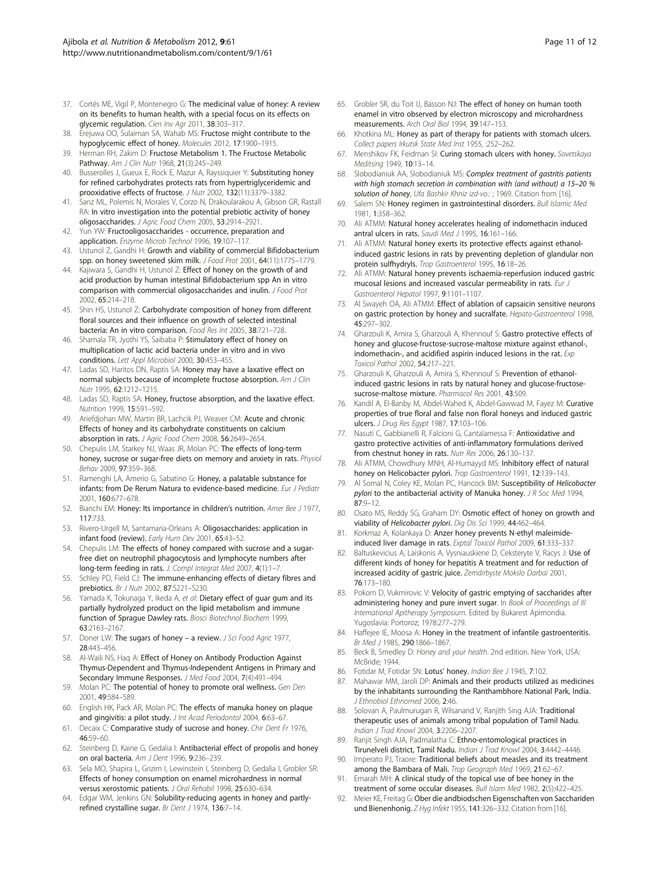37. Cortés ME, Vigil P, Montenegro G: **The medicinal value of honey: A review on its benefits to human health, with a special focus on its effects on glycemic regulation.** *Cien Inv Agr* 2011, **38**:303–317.
38. Erejuwa OO, Sulaiman SA, Wahab MS: **Fructose might contribute to the hypoglycemic effect of honey.** *Molecules* 2012, **17**:1900–1915.
39. Herman RH, Zakim D: **Fructose Metabolism 1. The Fructose Metabolic Pathway.** *Am J Clin Nutr* 1968, **21**(3):245–249.
40. Busserolles J, Gueux E, Rock E, Mazur A, Rayssiquier Y: **Substituting honey for refined carbohydrates protects rats from hypertriglyceridemic and prooxidative effects of fructose.** *J Nutr* 2002, **132**(11):3379–3382.
41. Sanz ML, Polemis N, Morales V, Corzo N, Drakoularakou A, Gibson GR, Rastall RA: **In vitro investigation into the potential prebiotic activity of honey oligosaccharides.** *J Agric Food Chem* 2005, **53**:2914–2921.
42. Yun YW: **Fructooligosaccharides - occurrence, preparation and application.** *Enzyme Microb Technol* 1996, **19**:107–117.
43. Ustunol Z, Gandhi H: **Growth and viability of commercial Bifidobacterium spp. on honey sweetened skim milk.** *J Food Prot* 2001, **64**(11):1775–1779.
44. Kajiwara S, Gandhi H, Ustunol Z: **Effect of honey on the growth of and acid production by human intestinal Bifidobacterium spp An in vitro comparison with commercial oligosaccharides and inulin.** *J Food Prot* 2002, **65**:214–218.
45. Shin HS, Ustunol Z: **Carbohydrate composition of honey from different floral sources and their influence on growth of selected intestinal bacteria: An in vitro comparison.** *Food Res Int* 2005, **38**:721–728.
46. Shamala TR, Jyothi YS, Saibaba P: **Stimulatory effect of honey on multiplication of lactic acid bacteria under in vitro and in vivo conditions.** *Lett Appl Microbiol* 2000, **30**:453–455.
47. Ladas SD, Haritos DN, Raptis SA: **Honey may have a laxative effect on normal subjects because of incomplete fructose absorption.** *Am J Clin Nutr* 1995, **62**:1212–1215.
48. Ladas SD, Raptis SA: **Honey, fructose absorption, and the laxative effect.** *Nutrition* 1999, **15**:591–592.
49. Ariefdjohan MW, Martin BR, Lachcik PJ, Weaver CM: **Acute and chronic Effects of honey and its carbohydrate constituents on calcium absorption in rats.** *J Agric Food Chem* 2008, **56**:2649–2654.
50. Chepulis LM, Starkey NJ, Waas JR, Molan PC: **The effects of long-term honey, sucrose or sugar-free diets on memory and anxiety in rats.** *Physiol Behav* 2009, **97**:359–368.
51. Ramenghi LA, Amerio G, Sabatino G: **Honey, a palatable substance for infants: from De Rerum Natura to evidence-based medicine.** *Eur J Pediatr* 2001, **160**:677–678.
52. Bianchi EM: **Honey: Its importance in children's nutrition.** *Amer Bee J* 1977, **117**:733.
53. Rivero-Urgell M, Santamaria-Orleans A: **Oligosaccharides: application in infant food (review).** *Early Hum Dev* 2001, **65**:43–52.
54. Chepulis LM: **The effects of honey compared with sucrose and a sugar-free diet on neutrophil phagocytosis and lymphocyte numbers after long-term feeding in rats.** *J. Compl Integrat Med* 2007, **4**(1):1–7.
55. Schley PD, Field CJ: **The immune-enhancing effects of dietary fibres and prebiotics.** *Br J Nutr* 2002, **87**:S221–S230.
56. Yamada K, Tokunaga Y, Ikeda A, *et al*: **Dietary effect of guar gum and its partially hydrolyzed product on the lipid metabolism and immune function of Sprague Dawley rats.** *Biosci Biotechnol Biochem* 1999, **63**:2163–2167.
57. Doner LW: **The sugars of honey – a review.** *J Sci Food Agric* 1977, **28**:443–456.
58. Al-Waili NS, Haq A: **Effect of Honey on Antibody Production Against Thymus-Dependent and Thymus-Independent Antigens in Primary and Secondary Immune Responses.** *J Med Food* 2004, **7**(4):491–494.
59. Molan PC: **The potential of honey to promote oral wellness.** *Gen Den* 2001, **49**:584–589.
60. English HK, Pack AR, Molan PC: **The effects of manuka honey on plaque and gingivitis: a pilot study.** *J Int Acad Periodontol* 2004, **6**:63–67.
61. Decaix C: **Comparative study of sucrose and honey.** *Chir Dent Fr* 1976, **46**:59–60.
62. Steinberg D, Kaine G, Gedalia I: **Antibacterial effect of propolis and honey on oral bacteria.** *Am J Dent* 1996, **9**:236–239.
63. Sela MO, Shapira L, Grizim I, Lewinstein I, Steinberg D, Gedalia I, Grobler SR: **Effects of honey consumption on enamel microhardness in normal versus xerostomic patients.** *J Oral Rehabil* 1998, **25**:630–634.
64. Edgar WM, Jenkins GN: **Solubility-reducing agents in honey and partly-refined crystalline sugar.** *Br Dent J* 1974, **136**:7–14.
65. Grobler SR, du Toit IJ, Basson NJ: **The effect of honey on human tooth enamel in vitro observed by electron microscopy and microhardness measurements.** *Arch Oral Biol* 1994, **39**:147–153.
66. Khotkina ML: **Honey as part of therapy for patients with stomach ulcers.** *Collect papers Irkutsk State Med Inst* 1955, :252–262.
67. Menshikov FK, Feidman SI: **Curing stomach ulcers with honey.** *Sovetskaya Meditsing* 1949, **10**:13–14.
68. Slobodianiuk AA, Slobodianiuk MS: ***Complex treatment of gastritis patients with high stomach secretion in combination with (and without) a 15–20 % solution of honey***, *Ufa Bashkir Khniz izd-vo.:* ; 1969. Citation from [16].
69. Salem SN: **Honey regimen in gastrointestinal disorders.** *Bull Islamic Med* 1981, **1**:358–362.
70. Ali ATMM: **Natural honey accelerates healing of indomethacin induced antral ulcers in rats.** *Saudi Med J* 1995, **16**:161–166.
71. Ali ATMM: **Natural honey exerts its protective effects against ethanol-induced gastric lesions in rats by preventing depletion of glandular non protein sulfhydryls.** *Trop Gastroenterol* 1995, **16**:18–26.
72. Ali ATMM: **Natural honey prevents ischaemia-reperfusion induced gastric mucosal lesions and increased vascular permeability in rats.** *Eur J Gastroenterol Hepatol* 1997, **9**:1101–1107.
73. Al Swayeh OA, Ali ATMM: **Effect of ablation of capsaicin sensitive neurons on gastric protection by honey and sucralfate.** *Hepato-Gastroenterol* 1998, **45**:297–302.
74. Gharzouli K, Amira S, Gharzouli A, Khennouf S: **Gastro protective effects of honey and glucose-fructose-sucrose-maltose mixture against ethanol-, indomethacin-, and acidified aspirin induced lesions in the rat.** *Exp Toxicol Pathol* 2002, **54**:217–221.
75. Gharzouli K, Gharzouli A, Amira S, Khennouf S: **Prevention of ethanol-induced gastric lesions in rats by natural honey and glucose-fructose-sucrose-maltose mixture.** *Pharmacol Res* 2001, **43**:509.
76. Kandil A, El-Banby M, Abdel-Wahed K, Abdel-Gawwad M, Fayez M: **Curative properties of true floral and false non floral honeys and induced gastric ulcers.** *J Drug Res Egypt* 1987, **17**:103–106.
77. Nasuti C, Gabbianelli R, Falcioni G, Cantalamessa F: **Antioxidative and gastro protective activities of anti-inflammatory formulations derived from chestnut honey in rats.** *Nutr Res* 2006, **26**:130–137.
78. Ali ATMM, Chowdhury MNH, Al-Humayyd MS: **Inhibitory effect of natural honey on Helicobacter pylori.** *Trop Gastroenterol* 1991, **12**:139–143.
79. Al Somal N, Coley KE, Molan PC, Hancock BM: **Susceptibility of *Helicobacter pylori* to the antibacterial activity of Manuka honey.** *J R Soc Med* 1994, **87**:9–12.
80. Osato MS, Reddy SG, Graham DY: **Osmotic effect of honey on growth and viability of *Helicobacter pylori*.** *Dig Dis Sci* 1999, **44**:462–464.
81. Korkmaz A, Kolankaya D: **Anzer honey prevents N-ethyl maleimide-induced liver damage in rats.** *Exptal Toxicol Pathol* 2009, **61**:333–337.
82. Baltuskevicius A, Laiskonis A, Vysniauskiene D, Ceksteryte V, Racys J: **Use of different kinds of honey for hepatitis A treatment and for reduction of increased acidity of gastric juice.** *Zemdirbyste Mokslo Darbai* 2001, **76**:173–180.
83. Pokorn D, Vukmirovic V: **Velocity of gastric emptying of saccharides after administering honey and pure invert sugar.** In *Book of Proceedings of III International Apitherapy Symposium*. Edited by Bukarest Apimondia. Yugoslavia: Portoroz; 1978:277–279.
84. Haffejee IE, Moosa A: **Honey in the treatment of infantile gastroenteritis.** *Br Med J* 1985, **290**:1866–1867.
85. Beck B, Smedley D: *Honey and your health*. 2nd edition. New York, USA: McBride; 1944.
86. Fotidar M, Fotidar SN: **Lotus' honey.** *Indian Bee J* 1945, **7**:102.
87. Mahawar MM, Jaroli DP: **Animals and their products utilized as medicines by the inhabitants surrounding the Ranthambhore National Park, India.** *J Ethnobiol Ethnomed* 2006, **2**:46.
88. Solovan A, Paulmurugan R, Wilsanand V, Ranjith Sing AJA: **Traditional therapeutic uses of animals among tribal population of Tamil Nadu.** *Indian J Trad Knowl* 2004, **3**:2206–2207.
89. Ranjit Singh AJA, Padmalatha C: **Ethno-entomological practices in Tirunelveli district, Tamil Nadu.** *Indian J Trad Knowl* 2004, **3**:4442–4446.
90. Imperato PJ, Traore: **Traditional beliefs about measles and its treatment among the Bambara of Mali.** *Trop Geograph Med* 1969, **21**:62–67.
91. Emarah MH: **A clinical study of the topical use of bee honey in the treatment of some occular diseases.** *Bull Islam Med* 1982, **2**(5):422–425.
92. Meier KE, Freitag G: **Ober die andbiodschen Eigenschaften von Sacchariden und Bienenhonig.** *Z Hyg Infekt* 1955, **141**:326–332. Citation from [16].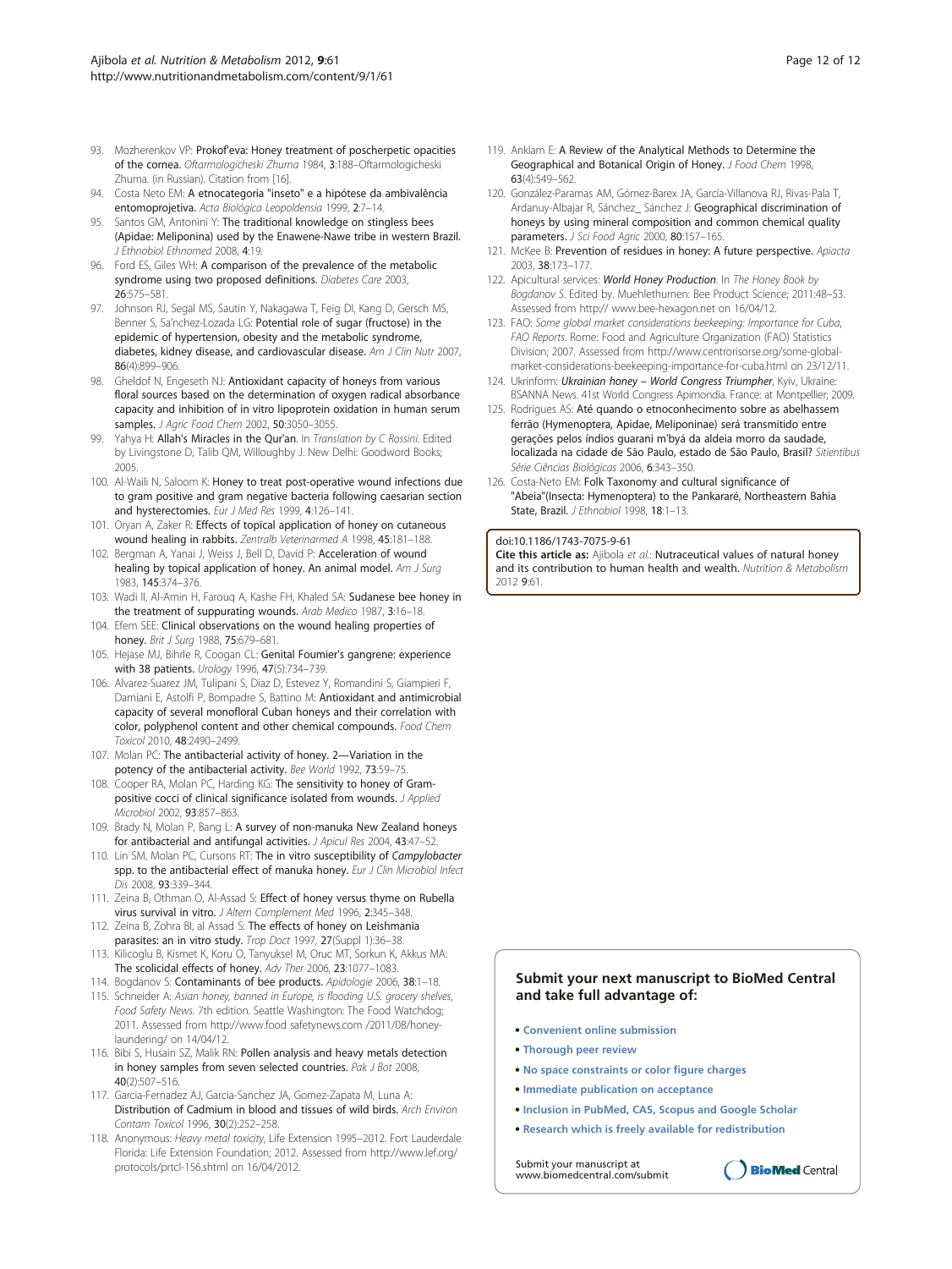93. Mozherenkov VP: Prokof'eva: Honey treatment of poscherpetic opacities of the cornea. *Oftarmologicheski Zhurna* 1984, 3:188–Oftarmologicheski Zhurna. (in Russian). Citation from [16].
94. Costa Neto EM: A etnocategoria "inseto" e a hipótese da ambivalência entomoprojetiva. *Acta Biológica Leopoldensia* 1999, 2:7–14.
95. Santos GM, Antonini Y: The traditional knowledge on stingless bees (Apidae: Meliponina) used by the Enawene-Nawe tribe in western Brazil. *J Ethnobiol Ethnomed* 2008, 4:19.
96. Ford ES, Giles WH: A comparison of the prevalence of the metabolic syndrome using two proposed definitions. *Diabetes Care* 2003, 26:575–581.
97. Johnson RJ, Segal MS, Sautin Y, Nakagawa T, Feig DI, Kang D, Gersch MS, Benner S, Sa'nchez-Lozada LG: Potential role of sugar (fructose) in the epidemic of hypertension, obesity and the metabolic syndrome, diabetes, kidney disease, and cardiovascular disease. *Am J Clin Nutr* 2007, 86(4):899–906.
98. Gheldof N, Engeseth NJ: Antioxidant capacity of honeys from various floral sources based on the determination of oxygen radical absorbance capacity and inhibition of in vitro lipoprotein oxidation in human serum samples. *J Agric Food Chem* 2002, 50:3050–3055.
99. Yahya H: Allah's Miracles in the Qur'an. In *Translation by C Rossini*. Edited by Livingstone D, Talib QM, Willoughby J. New Delhi: Goodword Books; 2005.
100. Al-Waili N, Saloom K: Honey to treat post-operative wound infections due to gram positive and gram negative bacteria following caesarian section and hysterectomies. *Eur J Med Res* 1999, 4:126–141.
101. Oryan A, Zaker R: Effects of topical application of honey on cutaneous wound healing in rabbits. *Zentralb Veterinarmed A* 1998, 45:181–188.
102. Bergman A, Yanai J, Weiss J, Bell D, David P: Acceleration of wound healing by topical application of honey. An animal model. *Am J Surg* 1983, 145:374–376.
103. Wadi II, Al-Amin H, Farouq A, Kashe FH, Khaled SA: Sudanese bee honey in the treatment of suppurating wounds. *Arab Medico* 1987, 3:16–18.
104. Efem SEE: Clinical observations on the wound healing properties of honey. *Brit J Surg* 1988, 75:679–681.
105. Hejase MJ, Bihrle R, Coogan CL: Genital Fournier's gangrene: experience with 38 patients. *Urology* 1996, 47(5):734–739.
106. Alvarez-Suarez JM, Tulipani S, Diaz D, Estevez Y, Romandini S, Giampieri F, Damiani E, Astolfi P, Bompadre S, Battino M: Antioxidant and antimicrobial capacity of several monofloral Cuban honeys and their correlation with color, polyphenol content and other chemical compounds. *Food Chem Toxicol* 2010, 48:2490–2499.
107. Molan PC: The antibacterial activity of honey. 2—Variation in the potency of the antibacterial activity. *Bee World* 1992, 73:59–75.
108. Cooper RA, Molan PC, Harding KG: The sensitivity to honey of Gram-positive cocci of clinical significance isolated from wounds. *J Applied Microbiol* 2002, 93:857–863.
109. Brady N, Molan P, Bang L: A survey of non-manuka New Zealand honeys for antibacterial and antifungal activities. *J Apicul Res* 2004, 43:47–52.
110. Lin SM, Molan PC, Cursons RT: The in vitro susceptibility of *Campylobacter* spp. to the antibacterial effect of manuka honey. *Eur J Clin Microbiol Infect Dis* 2008, 93:339–344.
111. Zeina B, Othman O, Al-Assad S: Effect of honey versus thyme on Rubella virus survival in vitro. *J Altern Complement Med* 1996, 2:345–348.
112. Zeina B, Zohra BI, al Assad S: The effects of honey on Leishmania parasites: an in vitro study. *Trop Doct* 1997, 27(Suppl 1):36–38.
113. Kilicoglu B, Kismet K, Koru O, Tanyuksel M, Oruc MT, Sorkun K, Akkus MA: The scolicidal effects of honey. *Adv Ther* 2006, 23:1077–1083.
114. Bogdanov S: Contaminants of bee products. *Apidologie* 2006, 38:1–18.
115. Schneider A: *Asian honey, banned in Europe, is flooding U.S. grocery shelves*, *Food Safety News*. 7th edition. Seattle Washington: The Food Watchdog; 2011. Assessed from http://www.food safetynews.com /2011/08/honey-laundering/ on 14/04/12.
116. Bibi S, Husain SZ, Malik RN: Pollen analysis and heavy metals detection in honey samples from seven selected countries. *Pak J Bot* 2008, 40(2):507–516.
117. Garcia-Fernadez AJ, Garcia-Sanchez JA, Gomez-Zapata M, Luna A: Distribution of Cadmium in blood and tissues of wild birds. *Arch Environ Contam Toxicol* 1996, 30(2):252–258.
118. Anonymous: *Heavy metal toxicity*, Life Extension 1995–2012. Fort Lauderdale Florida: Life Extension Foundation; 2012. Assessed from http://www.lef.org/protocols/prtcl-156.shtml on 16/04/2012.
119. Anklam E: A Review of the Analytical Methods to Determine the Geographical and Botanical Origin of Honey. *J Food Chem* 1998, 63(4):549–562.
120. González-Paramas AM, Gómez-Barex JA, García-Villanova RJ, Rivas-Pala T, Ardanuy-Albajar R, Sánchez_ Sánchez J: Geographical discrimination of honeys by using mineral composition and common chemical quality parameters. *J Sci Food Agric* 2000, 80:157–165.
121. McKee B: Prevention of residues in honey: A future perspective. *Apiacta* 2003, 38:173–177.
122. Apicultural services: ***World Honey Production***. In *The Honey Book by Bogdanov S*. Edited by. Muehlethurnen: Bee Product Science; 2011:48–53. Assessed from http:// www.bee-hexagon.net on 16/04/12.
123. FAO: *Some global market considerations beekeeping: Importance for Cuba*, *FAO Reports*. Rome: Food and Agriculture Organization (FAO) Statistics Division; 2007. Assessed from http://www.centrorisorse.org/some-global-market-considerations-beekeeping-importance-for-cuba.html on 23/12/11.
124. Ukrinform: ***Ukrainian honey – World Congress Triumpher***, Kyiv, Ukraine: BSANNA News. 41st World Congress Apimondia. France: at Montpellier; 2009.
125. Rodrigues AS: Até quando o etnoconhecimento sobre as abelhassem ferrão (Hymenoptera, Apidae, Meliponinae) será transmitido entre gerações pelos índios guarani m'byá da aldeia morro da saudade, localizada na cidade de São Paulo, estado de São Paulo, Brasil? *Sitientibus Série Ciências Biológicas* 2006, 6:343–350.
126. Costa-Neto EM: Folk Taxonomy and cultural significance of "Abeia"(Insecta: Hymenoptera) to the Pankararé, Northeastern Bahia State, Brazil. *J Ethnobiol* 1998, 18:1–13.

doi:10.1186/1743-7075-9-61

**Cite this article as:** Ajibola *et al.*: Nutraceutical values of natural honey and its contribution to human health and wealth. *Nutrition & Metabolism* 2012 9:61.

**Submit your next manuscript to BioMed Central and take full advantage of:**

- **Convenient online submission**
- **Thorough peer review**
- **No space constraints or color figure charges**
- **Immediate publication on acceptance**
- **Inclusion in PubMed, CAS, Scopus and Google Scholar**
- **Research which is freely available for redistribution**

Submit your manuscript at www.biomedcentral.com/submit

BioMed Central